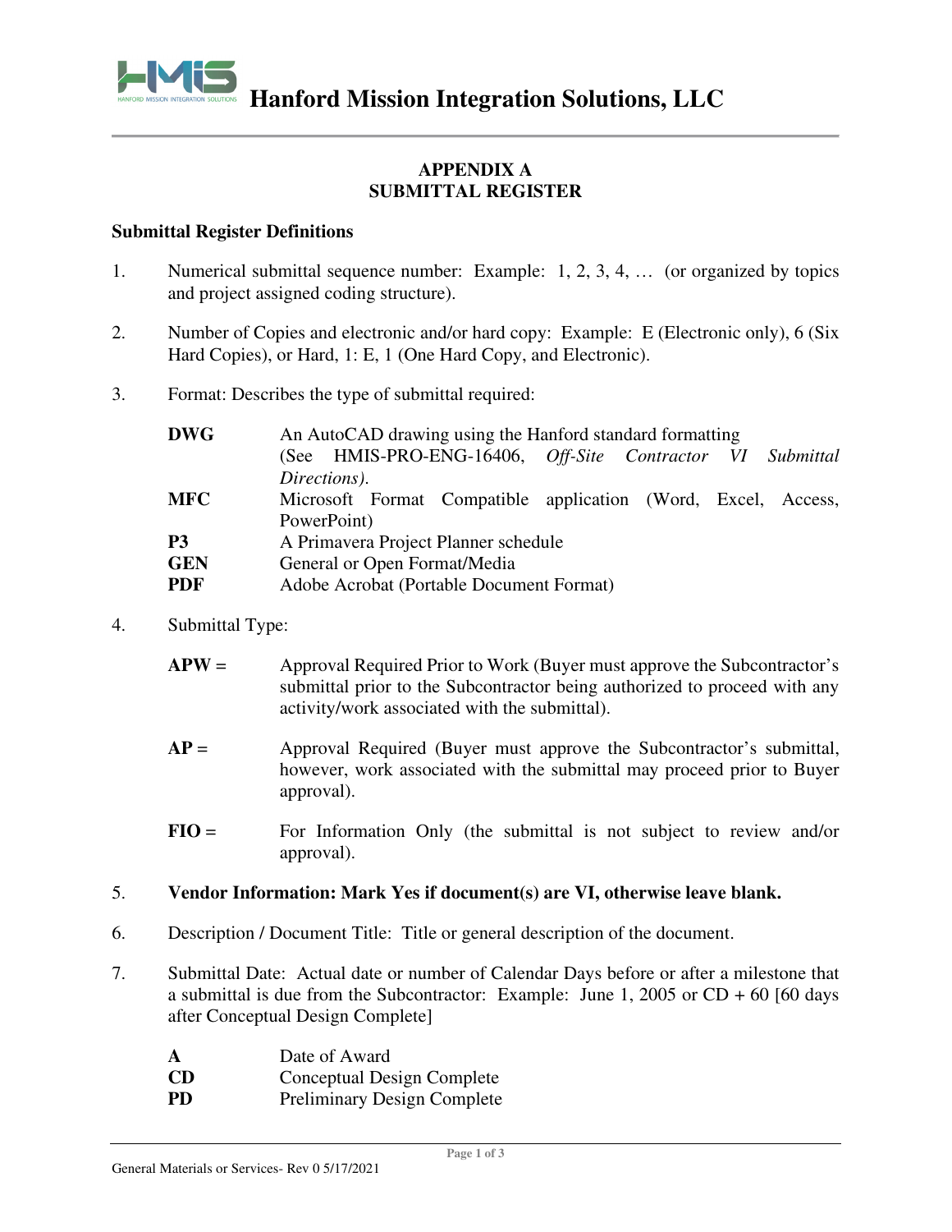# Hanford Mission Integration Solutions, LLC

## APPENDIX A
## SUBMITTAL REGISTER

### Submittal Register Definitions

1. Numerical submittal sequence number: Example: 1, 2, 3, 4, … (or organized by topics and project assigned coding structure).

2. Number of Copies and electronic and/or hard copy: Example: E (Electronic only), 6 (Six Hard Copies), or Hard, 1: E, 1 (One Hard Copy, and Electronic).

3. Format: Describes the type of submittal required:

   | | |
   |---|---|
   | **DWG** | An AutoCAD drawing using the Hanford standard formatting (See HMIS-PRO-ENG-16406, *Off-Site Contractor VI Submittal Directions).* |
   | **MFC** | Microsoft Format Compatible application (Word, Excel, Access, PowerPoint) |
   | **P3** | A Primavera Project Planner schedule |
   | **GEN** | General or Open Format/Media |
   | **PDF** | Adobe Acrobat (Portable Document Format) |

4. Submittal Type:

   **APW =** Approval Required Prior to Work (Buyer must approve the Subcontractor's submittal prior to the Subcontractor being authorized to proceed with any activity/work associated with the submittal).

   **AP =** Approval Required (Buyer must approve the Subcontractor's submittal, however, work associated with the submittal may proceed prior to Buyer approval).

   **FIO =** For Information Only (the submittal is not subject to review and/or approval).

5. **Vendor Information: Mark Yes if document(s) are VI, otherwise leave blank.**

6. Description / Document Title: Title or general description of the document.

7. Submittal Date: Actual date or number of Calendar Days before or after a milestone that a submittal is due from the Subcontractor: Example: June 1, 2005 or CD + 60 [60 days after Conceptual Design Complete]

   | | |
   |---|---|
   | **A** | Date of Award |
   | **CD** | Conceptual Design Complete |
   | **PD** | Preliminary Design Complete |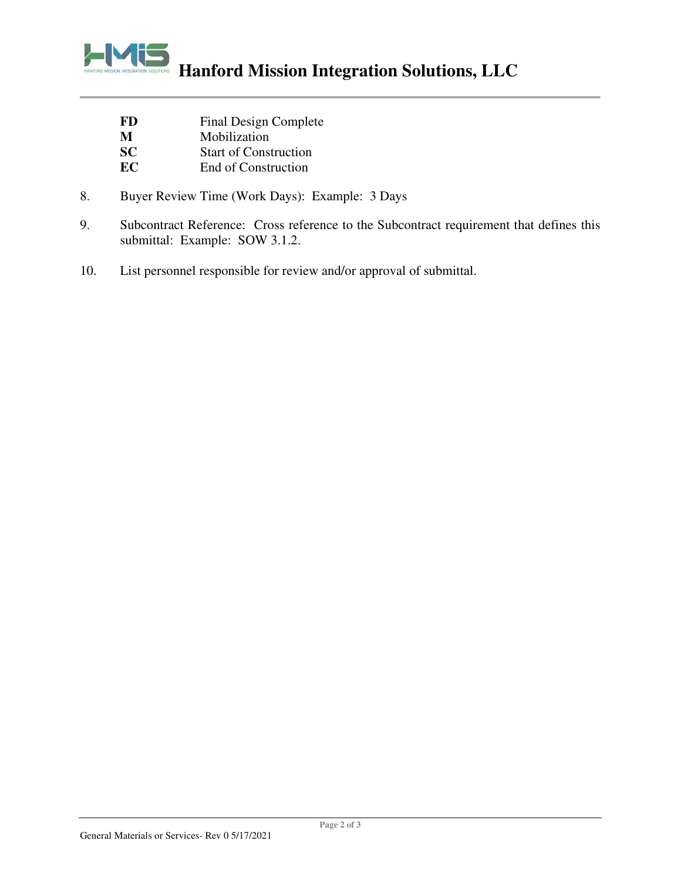| | |
|---|---|
| **FD** | Final Design Complete |
| **M** | Mobilization |
| **SC** | Start of Construction |
| **EC** | End of Construction |

8. Buyer Review Time (Work Days): Example: 3 Days

9. Subcontract Reference: Cross reference to the Subcontract requirement that defines this submittal: Example: SOW 3.1.2.

10. List personnel responsible for review and/or approval of submittal.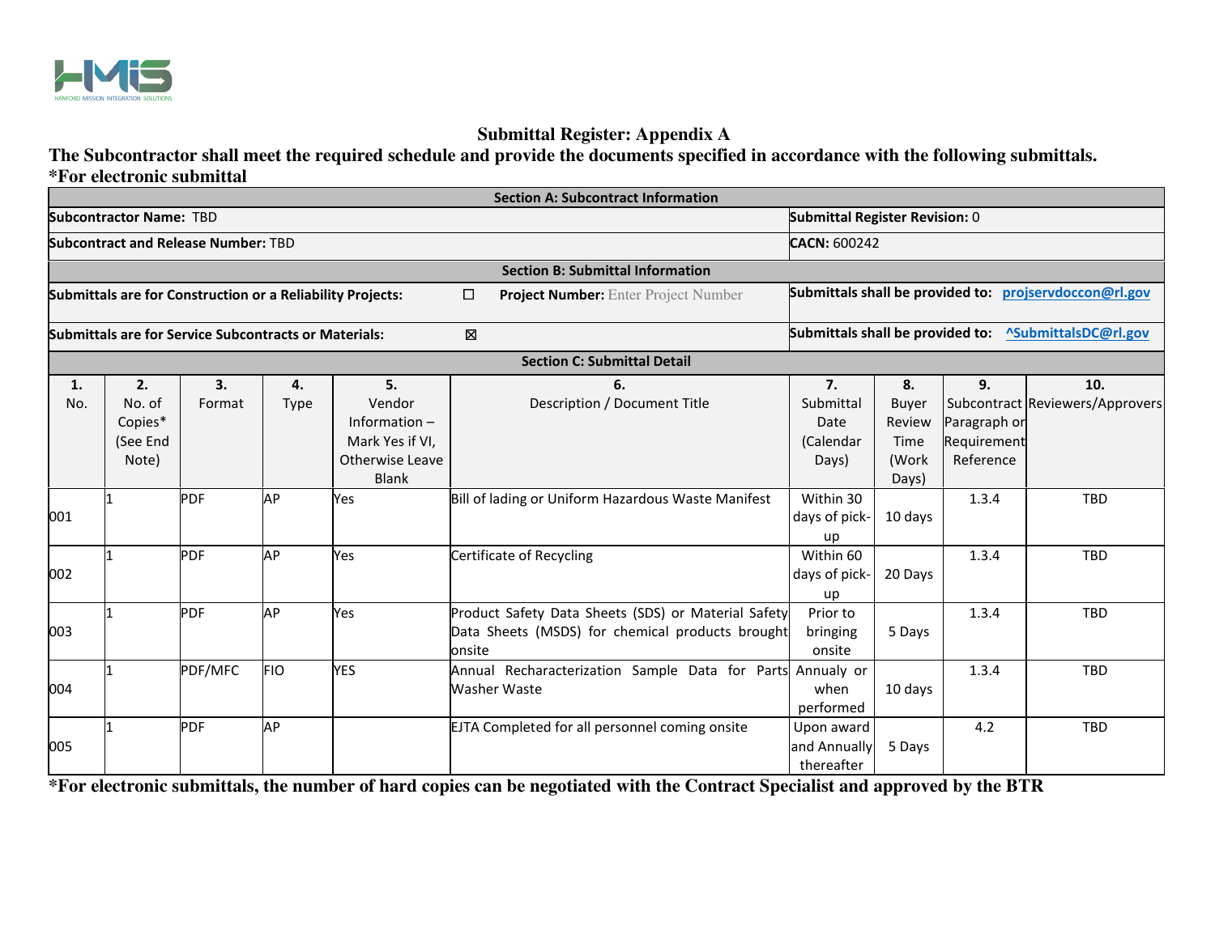# Submittal Register: Appendix A

**The Subcontractor shall meet the required schedule and provide the documents specified in accordance with the following submittals.**
**\*For electronic submittal**

| Section A: Subcontract Information | |
|---|---|
| **Subcontractor Name:** TBD | **Submittal Register Revision:** 0 |
| **Subcontract and Release Number:** TBD | **CACN:** 600242 |

| Section B: Submittal Information | | |
|---|---|---|
| **Submittals are for Construction or a Reliability Projects:** ☐ | **Project Number:** Enter Project Number | **Submittals shall be provided to:** projservdoccon@rl.gov |
| **Submittals are for Service Subcontracts or Materials:** ☒ | | **Submittals shall be provided to:** ^SubmittalsDC@rl.gov |

**Section C: Submittal Detail**

| 1. No. | 2. No. of Copies* (See End Note) | 3. Format | 4. Type | 5. Vendor Information – Mark Yes if VI, Otherwise Leave Blank | 6. Description / Document Title | 7. Submittal Date (Calendar Days) | 8. Buyer Review Time (Work Days) | 9. Subcontract Paragraph or Requirement Reference | 10. Reviewers/Approvers |
|---|---|---|---|---|---|---|---|---|---|
| 001 | 1 | PDF | AP | Yes | Bill of lading or Uniform Hazardous Waste Manifest | Within 30 days of pick-up | 10 days | 1.3.4 | TBD |
| 002 | 1 | PDF | AP | Yes | Certificate of Recycling | Within 60 days of pick-up | 20 Days | 1.3.4 | TBD |
| 003 | 1 | PDF | AP | Yes | Product Safety Data Sheets (SDS) or Material Safety Data Sheets (MSDS) for chemical products brought onsite | Prior to bringing onsite | 5 Days | 1.3.4 | TBD |
| 004 | 1 | PDF/MFC | FIO | YES | Annual Recharacterization Sample Data for Parts Washer Waste | Annualy or when performed | 10 days | 1.3.4 | TBD |
| 005 | 1 | PDF | AP | | EJTA Completed for all personnel coming onsite | Upon award and Annually thereafter | 5 Days | 4.2 | TBD |

**\*For electronic submittals, the number of hard copies can be negotiated with the Contract Specialist and approved by the BTR**